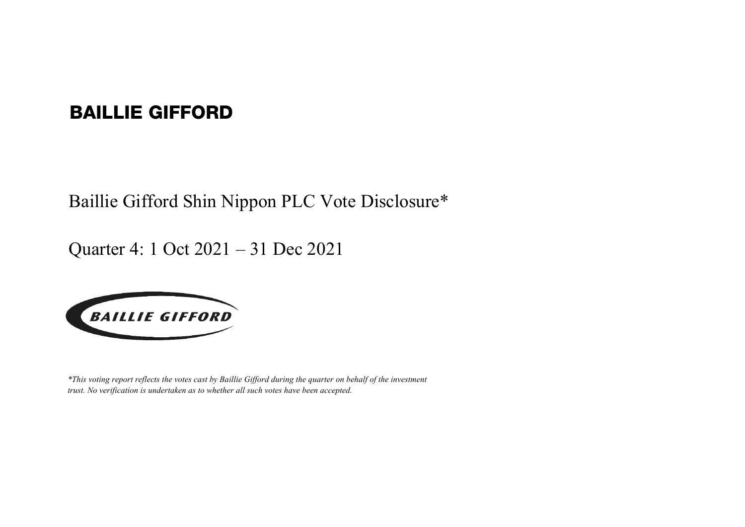# BAILLIE GIFFORD

## Baillie Gifford Shin Nippon PLC Vote Disclosure*

## Quarter 4: 1 Oct 2021 – 31 Dec 2021

BAILLIE GIFFORD

*\*This voting report reflects the votes cast by Baillie Gifford during the quarter on behalf of the investment trust. No verification is undertaken as to whether all such votes have been accepted.*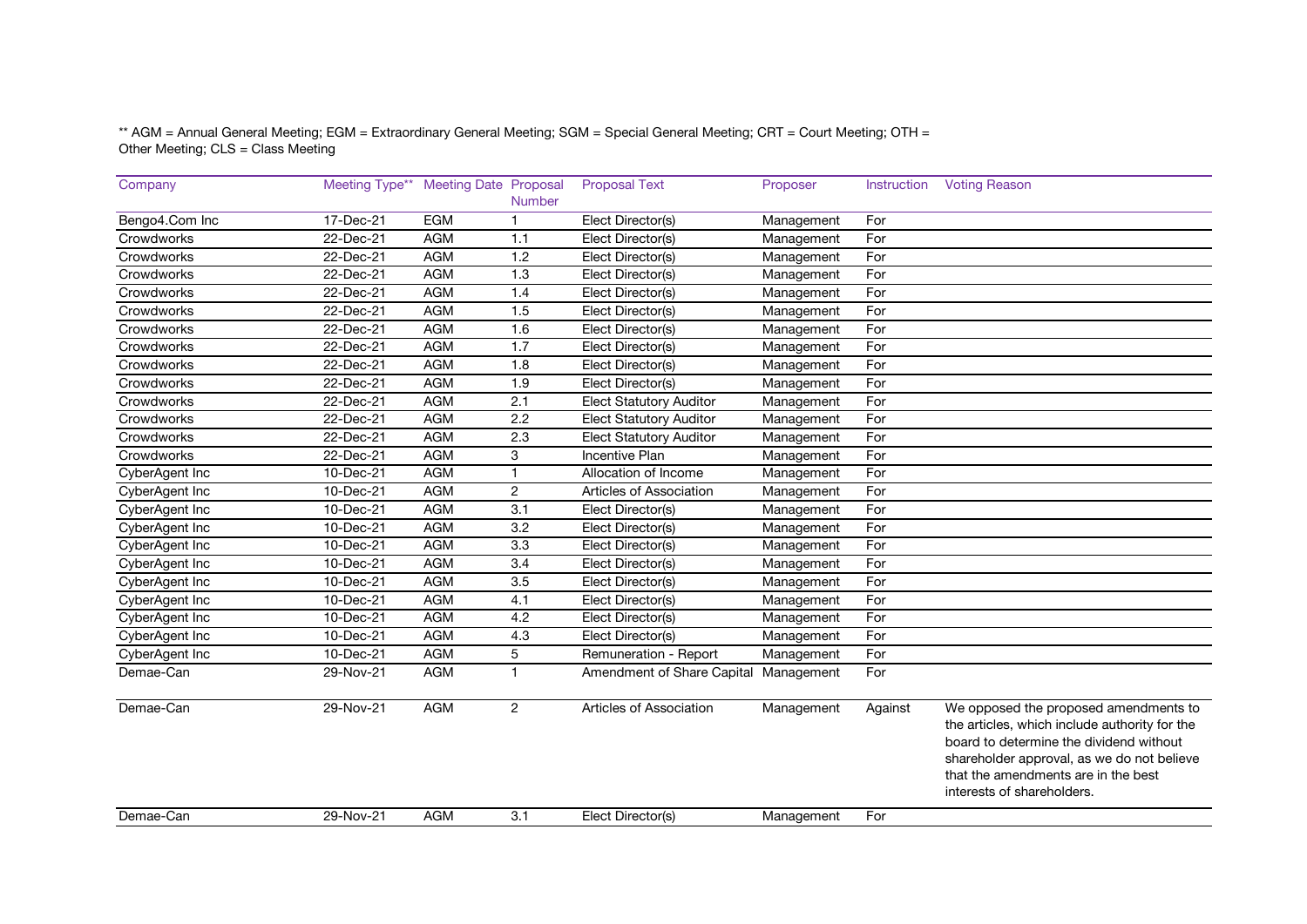** AGM = Annual General Meeting; EGM = Extraordinary General Meeting; SGM = Special General Meeting; CRT = Court Meeting; OTH = Other Meeting; CLS = Class Meeting

| Company | Meeting Type** | Meeting Date | Proposal Number | Proposal Text | Proposer | Instruction | Voting Reason |
|---|---|---|---|---|---|---|---|
| Bengo4.Com Inc | 17-Dec-21 | EGM | 1 | Elect Director(s) | Management | For | |
| Crowdworks | 22-Dec-21 | AGM | 1.1 | Elect Director(s) | Management | For | |
| Crowdworks | 22-Dec-21 | AGM | 1.2 | Elect Director(s) | Management | For | |
| Crowdworks | 22-Dec-21 | AGM | 1.3 | Elect Director(s) | Management | For | |
| Crowdworks | 22-Dec-21 | AGM | 1.4 | Elect Director(s) | Management | For | |
| Crowdworks | 22-Dec-21 | AGM | 1.5 | Elect Director(s) | Management | For | |
| Crowdworks | 22-Dec-21 | AGM | 1.6 | Elect Director(s) | Management | For | |
| Crowdworks | 22-Dec-21 | AGM | 1.7 | Elect Director(s) | Management | For | |
| Crowdworks | 22-Dec-21 | AGM | 1.8 | Elect Director(s) | Management | For | |
| Crowdworks | 22-Dec-21 | AGM | 1.9 | Elect Director(s) | Management | For | |
| Crowdworks | 22-Dec-21 | AGM | 2.1 | Elect Statutory Auditor | Management | For | |
| Crowdworks | 22-Dec-21 | AGM | 2.2 | Elect Statutory Auditor | Management | For | |
| Crowdworks | 22-Dec-21 | AGM | 2.3 | Elect Statutory Auditor | Management | For | |
| Crowdworks | 22-Dec-21 | AGM | 3 | Incentive Plan | Management | For | |
| CyberAgent Inc | 10-Dec-21 | AGM | 1 | Allocation of Income | Management | For | |
| CyberAgent Inc | 10-Dec-21 | AGM | 2 | Articles of Association | Management | For | |
| CyberAgent Inc | 10-Dec-21 | AGM | 3.1 | Elect Director(s) | Management | For | |
| CyberAgent Inc | 10-Dec-21 | AGM | 3.2 | Elect Director(s) | Management | For | |
| CyberAgent Inc | 10-Dec-21 | AGM | 3.3 | Elect Director(s) | Management | For | |
| CyberAgent Inc | 10-Dec-21 | AGM | 3.4 | Elect Director(s) | Management | For | |
| CyberAgent Inc | 10-Dec-21 | AGM | 3.5 | Elect Director(s) | Management | For | |
| CyberAgent Inc | 10-Dec-21 | AGM | 4.1 | Elect Director(s) | Management | For | |
| CyberAgent Inc | 10-Dec-21 | AGM | 4.2 | Elect Director(s) | Management | For | |
| CyberAgent Inc | 10-Dec-21 | AGM | 4.3 | Elect Director(s) | Management | For | |
| CyberAgent Inc | 10-Dec-21 | AGM | 5 | Remuneration - Report | Management | For | |
| Demae-Can | 29-Nov-21 | AGM | 1 | Amendment of Share Capital | Management | For | |
| Demae-Can | 29-Nov-21 | AGM | 2 | Articles of Association | Management | Against | We opposed the proposed amendments to the articles, which include authority for the board to determine the dividend without shareholder approval, as we do not believe that the amendments are in the best interests of shareholders. |
| Demae-Can | 29-Nov-21 | AGM | 3.1 | Elect Director(s) | Management | For | |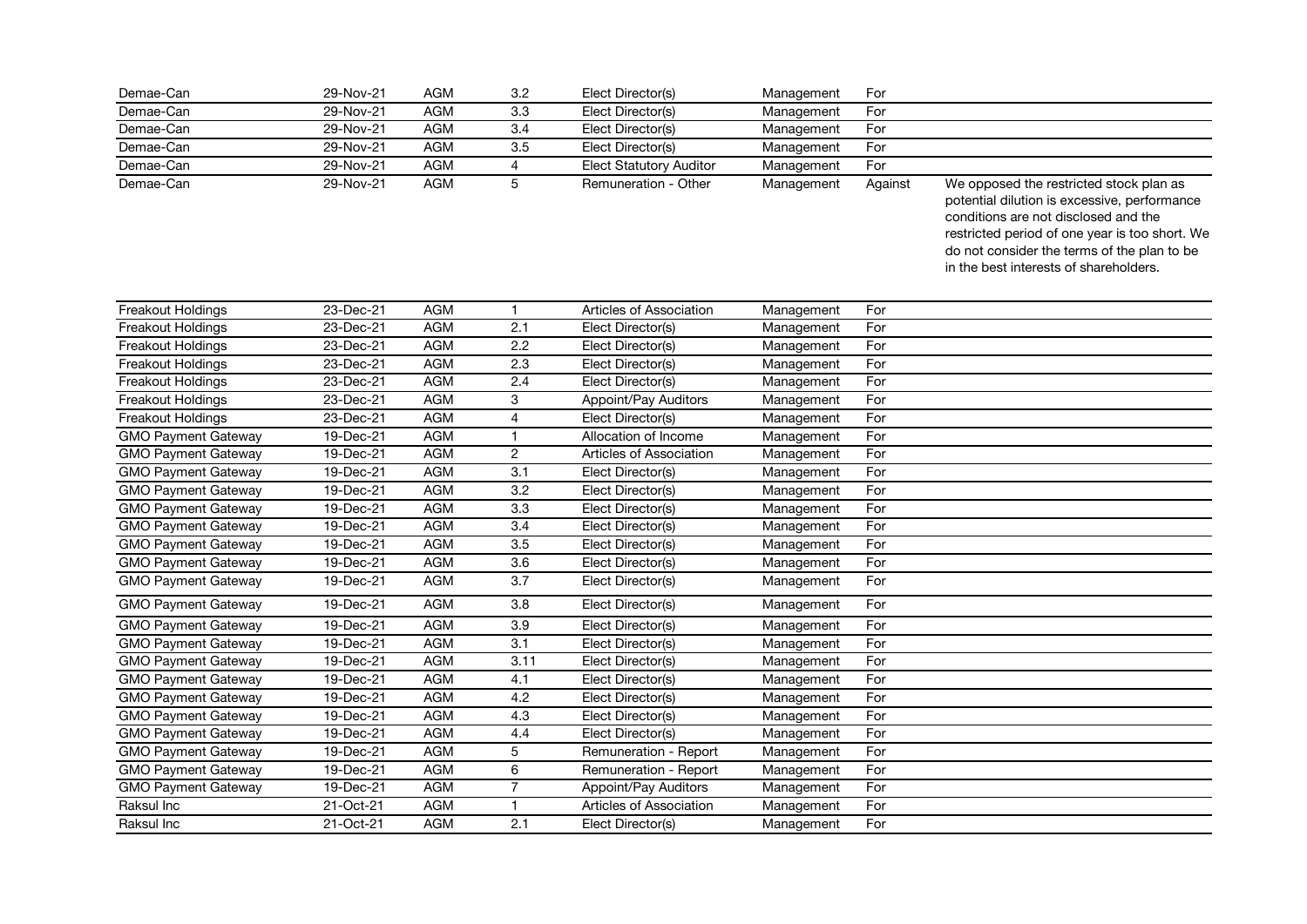| | | | | | | | |
|---|---|---|---|---|---|---|---|
| Demae-Can | 29-Nov-21 | AGM | 3.2 | Elect Director(s) | Management | For | |
| Demae-Can | 29-Nov-21 | AGM | 3.3 | Elect Director(s) | Management | For | |
| Demae-Can | 29-Nov-21 | AGM | 3.4 | Elect Director(s) | Management | For | |
| Demae-Can | 29-Nov-21 | AGM | 3.5 | Elect Director(s) | Management | For | |
| Demae-Can | 29-Nov-21 | AGM | 4 | Elect Statutory Auditor | Management | For | |
| Demae-Can | 29-Nov-21 | AGM | 5 | Remuneration - Other | Management | Against | We opposed the restricted stock plan as potential dilution is excessive, performance conditions are not disclosed and the restricted period of one year is too short. We do not consider the terms of the plan to be in the best interests of shareholders. |
| Freakout Holdings | 23-Dec-21 | AGM | 1 | Articles of Association | Management | For | |
| Freakout Holdings | 23-Dec-21 | AGM | 2.1 | Elect Director(s) | Management | For | |
| Freakout Holdings | 23-Dec-21 | AGM | 2.2 | Elect Director(s) | Management | For | |
| Freakout Holdings | 23-Dec-21 | AGM | 2.3 | Elect Director(s) | Management | For | |
| Freakout Holdings | 23-Dec-21 | AGM | 2.4 | Elect Director(s) | Management | For | |
| Freakout Holdings | 23-Dec-21 | AGM | 3 | Appoint/Pay Auditors | Management | For | |
| Freakout Holdings | 23-Dec-21 | AGM | 4 | Elect Director(s) | Management | For | |
| GMO Payment Gateway | 19-Dec-21 | AGM | 1 | Allocation of Income | Management | For | |
| GMO Payment Gateway | 19-Dec-21 | AGM | 2 | Articles of Association | Management | For | |
| GMO Payment Gateway | 19-Dec-21 | AGM | 3.1 | Elect Director(s) | Management | For | |
| GMO Payment Gateway | 19-Dec-21 | AGM | 3.2 | Elect Director(s) | Management | For | |
| GMO Payment Gateway | 19-Dec-21 | AGM | 3.3 | Elect Director(s) | Management | For | |
| GMO Payment Gateway | 19-Dec-21 | AGM | 3.4 | Elect Director(s) | Management | For | |
| GMO Payment Gateway | 19-Dec-21 | AGM | 3.5 | Elect Director(s) | Management | For | |
| GMO Payment Gateway | 19-Dec-21 | AGM | 3.6 | Elect Director(s) | Management | For | |
| GMO Payment Gateway | 19-Dec-21 | AGM | 3.7 | Elect Director(s) | Management | For | |
| GMO Payment Gateway | 19-Dec-21 | AGM | 3.8 | Elect Director(s) | Management | For | |
| GMO Payment Gateway | 19-Dec-21 | AGM | 3.9 | Elect Director(s) | Management | For | |
| GMO Payment Gateway | 19-Dec-21 | AGM | 3.1 | Elect Director(s) | Management | For | |
| GMO Payment Gateway | 19-Dec-21 | AGM | 3.11 | Elect Director(s) | Management | For | |
| GMO Payment Gateway | 19-Dec-21 | AGM | 4.1 | Elect Director(s) | Management | For | |
| GMO Payment Gateway | 19-Dec-21 | AGM | 4.2 | Elect Director(s) | Management | For | |
| GMO Payment Gateway | 19-Dec-21 | AGM | 4.3 | Elect Director(s) | Management | For | |
| GMO Payment Gateway | 19-Dec-21 | AGM | 4.4 | Elect Director(s) | Management | For | |
| GMO Payment Gateway | 19-Dec-21 | AGM | 5 | Remuneration - Report | Management | For | |
| GMO Payment Gateway | 19-Dec-21 | AGM | 6 | Remuneration - Report | Management | For | |
| GMO Payment Gateway | 19-Dec-21 | AGM | 7 | Appoint/Pay Auditors | Management | For | |
| Raksul Inc | 21-Oct-21 | AGM | 1 | Articles of Association | Management | For | |
| Raksul Inc | 21-Oct-21 | AGM | 2.1 | Elect Director(s) | Management | For | |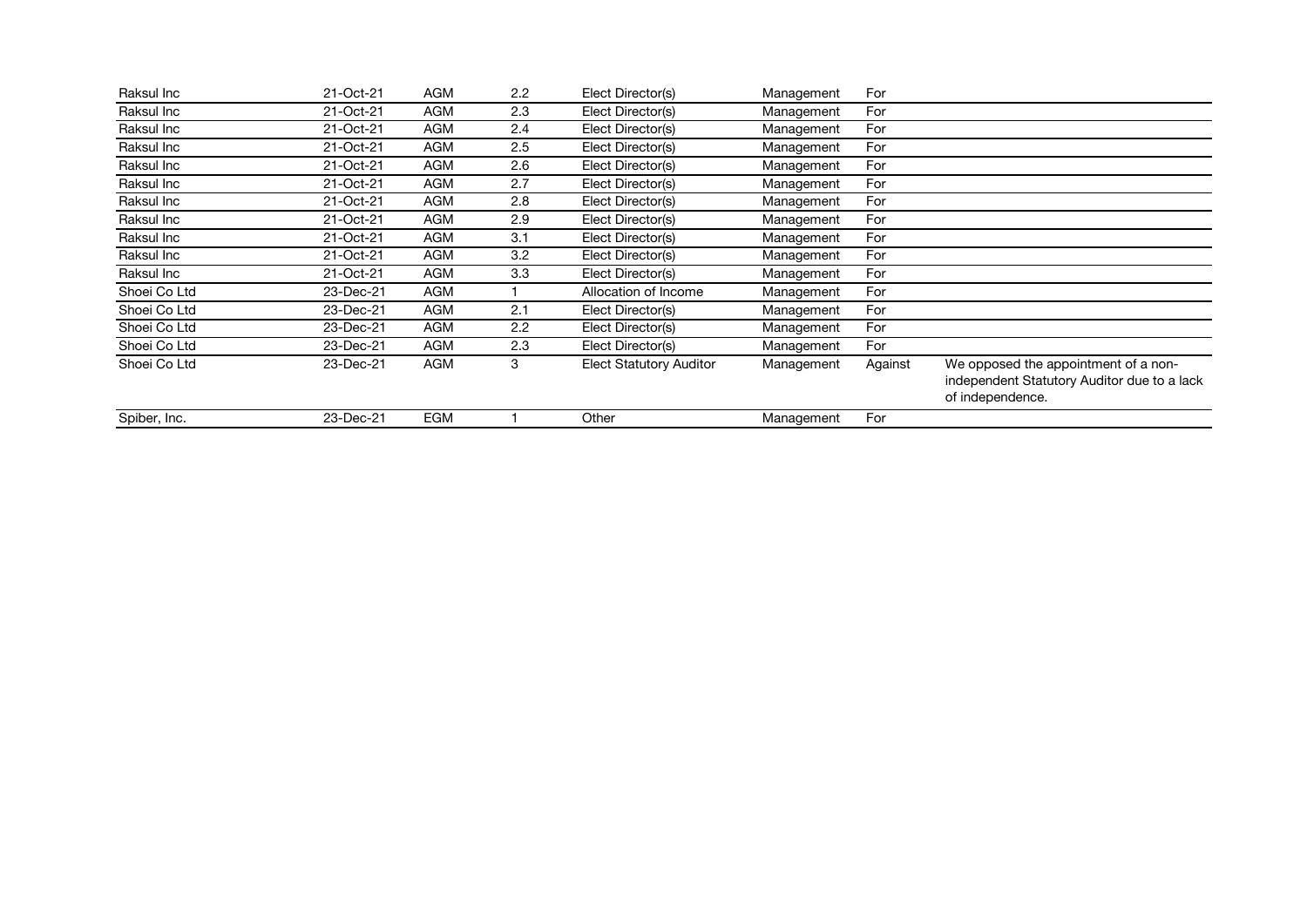| | | | | | | | |
|---|---|---|---|---|---|---|---|
| Raksul Inc | 21-Oct-21 | AGM | 2.2 | Elect Director(s) | Management | For | |
| Raksul Inc | 21-Oct-21 | AGM | 2.3 | Elect Director(s) | Management | For | |
| Raksul Inc | 21-Oct-21 | AGM | 2.4 | Elect Director(s) | Management | For | |
| Raksul Inc | 21-Oct-21 | AGM | 2.5 | Elect Director(s) | Management | For | |
| Raksul Inc | 21-Oct-21 | AGM | 2.6 | Elect Director(s) | Management | For | |
| Raksul Inc | 21-Oct-21 | AGM | 2.7 | Elect Director(s) | Management | For | |
| Raksul Inc | 21-Oct-21 | AGM | 2.8 | Elect Director(s) | Management | For | |
| Raksul Inc | 21-Oct-21 | AGM | 2.9 | Elect Director(s) | Management | For | |
| Raksul Inc | 21-Oct-21 | AGM | 3.1 | Elect Director(s) | Management | For | |
| Raksul Inc | 21-Oct-21 | AGM | 3.2 | Elect Director(s) | Management | For | |
| Raksul Inc | 21-Oct-21 | AGM | 3.3 | Elect Director(s) | Management | For | |
| Shoei Co Ltd | 23-Dec-21 | AGM | 1 | Allocation of Income | Management | For | |
| Shoei Co Ltd | 23-Dec-21 | AGM | 2.1 | Elect Director(s) | Management | For | |
| Shoei Co Ltd | 23-Dec-21 | AGM | 2.2 | Elect Director(s) | Management | For | |
| Shoei Co Ltd | 23-Dec-21 | AGM | 2.3 | Elect Director(s) | Management | For | |
| Shoei Co Ltd | 23-Dec-21 | AGM | 3 | Elect Statutory Auditor | Management | Against | We opposed the appointment of a non-independent Statutory Auditor due to a lack of independence. |
| Spiber, Inc. | 23-Dec-21 | EGM | 1 | Other | Management | For | |